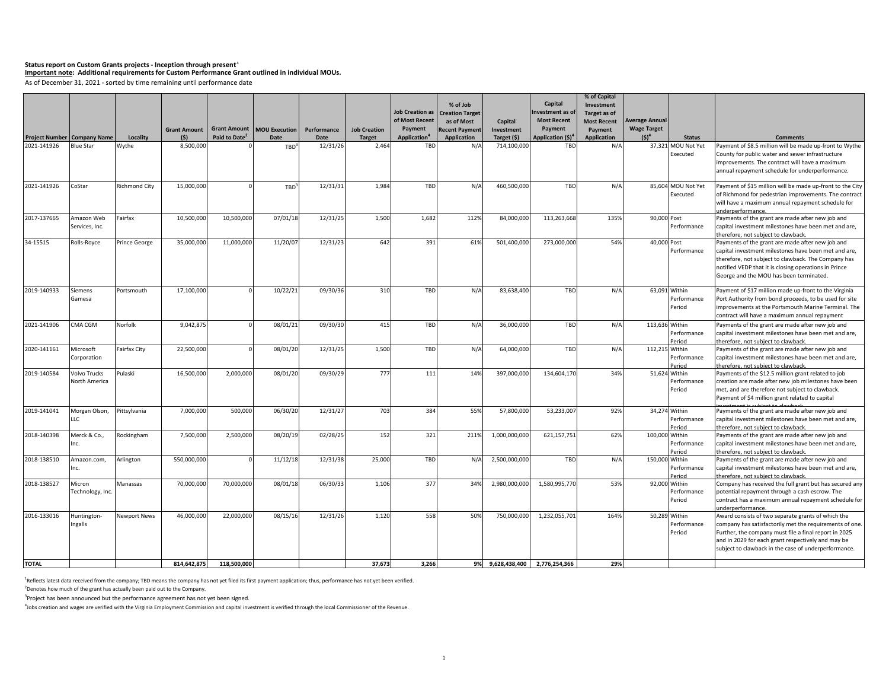**Status report on Custom Grants projects - Inception through present**[1]

**Important note: Additional requirements for Custom Performance Grant outlined in individual MOUs.**

As of December 31, 2021 - sorted by time remaining until performance date

| Project Number | Company Name | Locality | Grant Amount ($) | Grant Amount Paid to Date[2] | MOU Execution Date | Performance Date | Job Creation Target | Job Creation as of Most Recent Payment Application[4] | % of Job Creation Target as of Most Recent Payment Application | Capital Investment Target ($) | Capital Investment as of Most Recent Payment Application ($)[4] | % of Capital Investment Target as of Most Recent Payment Application | Average Annual Wage Target ($)[4] | Status | Comments |
|---|---|---|---|---|---|---|---|---|---|---|---|---|---|---|---|
| 2021-141926 | Blue Star | Wythe | 8,500,000 | 0 | TBD[3] | 12/31/26 | 2,464 | TBD | N/A | 714,100,000 | TBD | N/A | 37,321 | MOU Not Yet Executed | Payment of $8.5 million will be made up-front to Wythe County for public water and sewer infrastructure improvements. The contract will have a maximum annual repayment schedule for underperformance. |
| 2021-141926 | CoStar | Richmond City | 15,000,000 | 0 | TBD[3] | 12/31/31 | 1,984 | TBD | N/A | 460,500,000 | TBD | N/A | 85,604 | MOU Not Yet Executed | Payment of $15 million will be made up-front to the City of Richmond for pedestrian improvements. The contract will have a maximum annual repayment schedule for underperformance. |
| 2017-137665 | Amazon Web Services, Inc. | Fairfax | 10,500,000 | 10,500,000 | 07/01/18 | 12/31/25 | 1,500 | 1,682 | 112% | 84,000,000 | 113,263,668 | 135% | 90,000 | Post Performance | Payments of the grant are made after new job and capital investment milestones have been met and are, therefore, not subject to clawback. |
| 34-15515 | Rolls-Royce | Prince George | 35,000,000 | 11,000,000 | 11/20/07 | 12/31/23 | 642 | 391 | 61% | 501,400,000 | 273,000,000 | 54% | 40,000 | Post Performance | Payments of the grant are made after new job and capital investment milestones have been met and are, therefore, not subject to clawback. The Company has notified VEDP that it is closing operations in Prince George and the MOU has been terminated. |
| 2019-140933 | Siemens Gamesa | Portsmouth | 17,100,000 | 0 | 10/22/21 | 09/30/36 | 310 | TBD | N/A | 83,638,400 | TBD | N/A | 63,091 | Within Performance Period | Payment of $17 million made up-front to the Virginia Port Authority from bond proceeds, to be used for site improvements at the Portsmouth Marine Terminal. The contract will have a maximum annual repayment |
| 2021-141906 | CMA CGM | Norfolk | 9,042,875 | 0 | 08/01/21 | 09/30/30 | 415 | TBD | N/A | 36,000,000 | TBD | N/A | 113,636 | Within Performance Period | Payments of the grant are made after new job and capital investment milestones have been met and are, therefore, not subject to clawback. |
| 2020-141161 | Microsoft Corporation | Fairfax City | 22,500,000 | 0 | 08/01/20 | 12/31/25 | 1,500 | TBD | N/A | 64,000,000 | TBD | N/A | 112,215 | Within Performance Period | Payments of the grant are made after new job and capital investment milestones have been met and are, therefore, not subject to clawback. |
| 2019-140584 | Volvo Trucks North America | Pulaski | 16,500,000 | 2,000,000 | 08/01/20 | 09/30/29 | 777 | 111 | 14% | 397,000,000 | 134,604,170 | 34% | 51,624 | Within Performance Period | Payments of the $12.5 million grant related to job creation are made after new job milestones have been met, and are therefore not subject to clawback. Payment of $4 million grant related to capital investment is subject to clawback. |
| 2019-141041 | Morgan Olson, LLC | Pittsylvania | 7,000,000 | 500,000 | 06/30/20 | 12/31/27 | 703 | 384 | 55% | 57,800,000 | 53,233,007 | 92% | 34,274 | Within Performance Period | Payments of the grant are made after new job and capital investment milestones have been met and are, therefore, not subject to clawback. |
| 2018-140398 | Merck & Co., Inc. | Rockingham | 7,500,000 | 2,500,000 | 08/20/19 | 02/28/25 | 152 | 321 | 211% | 1,000,000,000 | 621,157,751 | 62% | 100,000 | Within Performance Period | Payments of the grant are made after new job and capital investment milestones have been met and are, therefore, not subject to clawback. |
| 2018-138510 | Amazon.com, Inc. | Arlington | 550,000,000 | 0 | 11/12/18 | 12/31/38 | 25,000 | TBD | N/A | 2,500,000,000 | TBD | N/A | 150,000 | Within Performance Period | Payments of the grant are made after new job and capital investment milestones have been met and are, therefore, not subject to clawback. |
| 2018-138527 | Micron Technology, Inc. | Manassas | 70,000,000 | 70,000,000 | 08/01/18 | 06/30/33 | 1,106 | 377 | 34% | 2,980,000,000 | 1,580,995,770 | 53% | 92,000 | Within Performance Period | Company has received the full grant but has secured any potential repayment through a cash escrow. The contract has a maximum annual repayment schedule for underperformance. |
| 2016-133016 | Huntington-Ingalls | Newport News | 46,000,000 | 22,000,000 | 08/15/16 | 12/31/26 | 1,120 | 558 | 50% | 750,000,000 | 1,232,055,701 | 164% | 50,289 | Within Performance Period | Award consists of two separate grants of which the company has satisfactorily met the requirements of one. Further, the company must file a final report in 2025 and in 2029 for each grant respectively and may be subject to clawback in the case of underperformance. |
| **TOTAL** | | | 814,642,875 | 118,500,000 | | | 37,673 | 3,266 | 9% | 9,628,438,400 | 2,776,254,366 | 29% | | | |

[1]Reflects latest data received from the company; TBD means the company has not yet filed its first payment application; thus, performance has not yet been verified.

[2]Denotes how much of the grant has actually been paid out to the Company.

[3]Project has been announced but the performance agreement has not yet been signed.

[4]Jobs creation and wages are verified with the Virginia Employment Commission and capital investment is verified through the local Commissioner of the Revenue.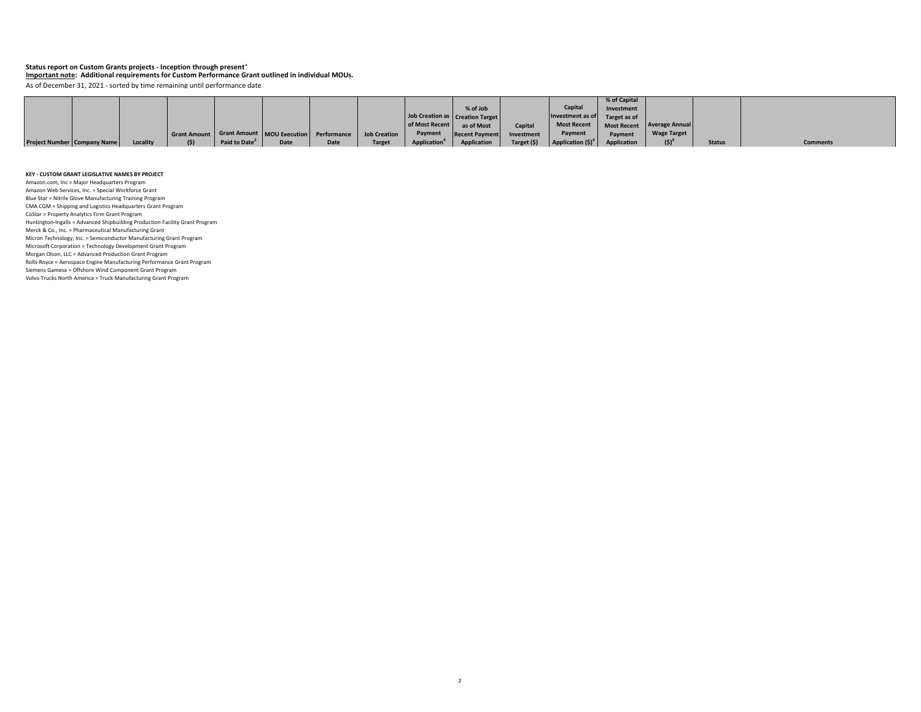**Status report on Custom Grants projects - Inception through present[1]**

**Important note: Additional requirements for Custom Performance Grant outlined in individual MOUs.**

As of December 31, 2021 - sorted by time remaining until performance date

| Project Number | Company Name | Locality | Grant Amount ($) | Grant Amount Paid to Date[2] | MOU Execution Date | Performance Date | Job Creation Target | Job Creation as of Most Recent Payment Application[4] | % of Job Creation Target as of Most Recent Payment Application | Capital Investment Target ($) | Capital Investment as of Most Recent Payment Application ($)[4] | % of Capital Investment Target as of Most Recent Payment Application | Average Annual Wage Target ($)[4] | Status | Comments |
|---|---|---|---|---|---|---|---|---|---|---|---|---|---|---|---|

**KEY - CUSTOM GRANT LEGISLATIVE NAMES BY PROJECT**

Amazon.com, Inc = Major Headquarters Program
Amazon Web Services, Inc. = Special Workforce Grant
Blue Star = Nitrile Glove Manufacturing Training Program
CMA CGM = Shipping and Logistics Headquarters Grant Program
CoStar = Property Analytics Firm Grant Program
Huntington-Ingalls = Advanced Shipbuilding Production Facility Grant Program
Merck & Co., Inc. = Pharmaceutical Manufacturing Grant
Micron Technology, Inc. = Semiconductor Manufacturing Grant Program
Microsoft Corporation = Technology Development Grant Program
Morgan Olson, LLC = Advanced Production Grant Program
Rolls-Royce = Aerospace Engine Manufacturing Performance Grant Program
Siemens Gamesa = Offshore Wind Component Grant Program
Volvo Trucks North America = Truck Manufacturing Grant Program